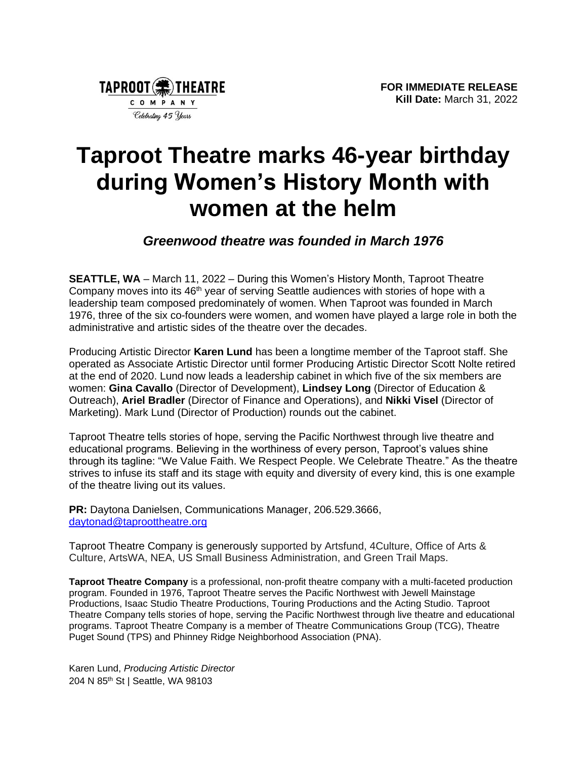TAPROOT THEATRE COMPANY
*Celebrating 45 Years*

**FOR IMMEDIATE RELEASE**
**Kill Date:** March 31, 2022

# Taproot Theatre marks 46-year birthday during Women's History Month with women at the helm

### *Greenwood theatre was founded in March 1976*

**SEATTLE, WA** – March 11, 2022 – During this Women's History Month, Taproot Theatre Company moves into its 46th year of serving Seattle audiences with stories of hope with a leadership team composed predominately of women. When Taproot was founded in March 1976, three of the six co-founders were women, and women have played a large role in both the administrative and artistic sides of the theatre over the decades.

Producing Artistic Director **Karen Lund** has been a longtime member of the Taproot staff. She operated as Associate Artistic Director until former Producing Artistic Director Scott Nolte retired at the end of 2020. Lund now leads a leadership cabinet in which five of the six members are women: **Gina Cavallo** (Director of Development), **Lindsey Long** (Director of Education & Outreach), **Ariel Bradler** (Director of Finance and Operations), and **Nikki Visel** (Director of Marketing). Mark Lund (Director of Production) rounds out the cabinet.

Taproot Theatre tells stories of hope, serving the Pacific Northwest through live theatre and educational programs. Believing in the worthiness of every person, Taproot's values shine through its tagline: "We Value Faith. We Respect People. We Celebrate Theatre." As the theatre strives to infuse its staff and its stage with equity and diversity of every kind, this is one example of the theatre living out its values.

**PR:** Daytona Danielsen, Communications Manager, 206.529.3666, daytonad@taproottheatre.org

Taproot Theatre Company is generously supported by Artsfund, 4Culture, Office of Arts & Culture, ArtsWA, NEA, US Small Business Administration, and Green Trail Maps.

**Taproot Theatre Company** is a professional, non-profit theatre company with a multi-faceted production program. Founded in 1976, Taproot Theatre serves the Pacific Northwest with Jewell Mainstage Productions, Isaac Studio Theatre Productions, Touring Productions and the Acting Studio. Taproot Theatre Company tells stories of hope, serving the Pacific Northwest through live theatre and educational programs. Taproot Theatre Company is a member of Theatre Communications Group (TCG), Theatre Puget Sound (TPS) and Phinney Ridge Neighborhood Association (PNA).

Karen Lund, *Producing Artistic Director*
204 N 85th St | Seattle, WA 98103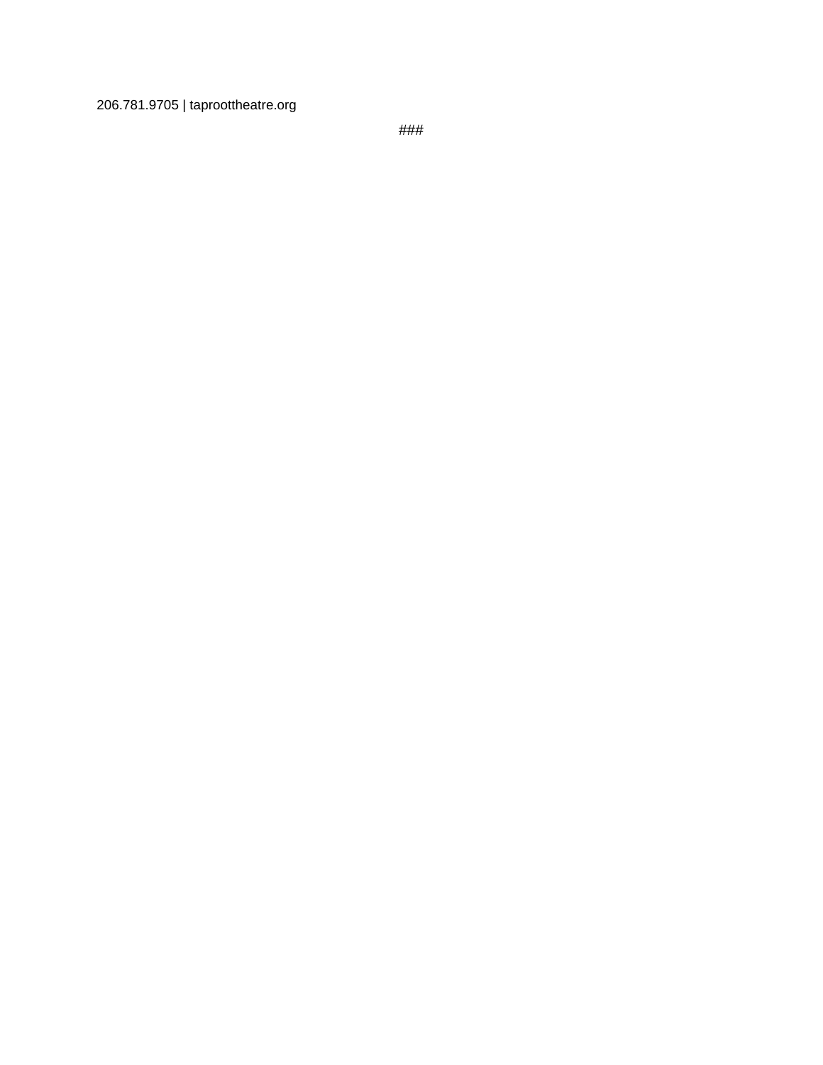206.781.9705 | taproottheatre.org

###